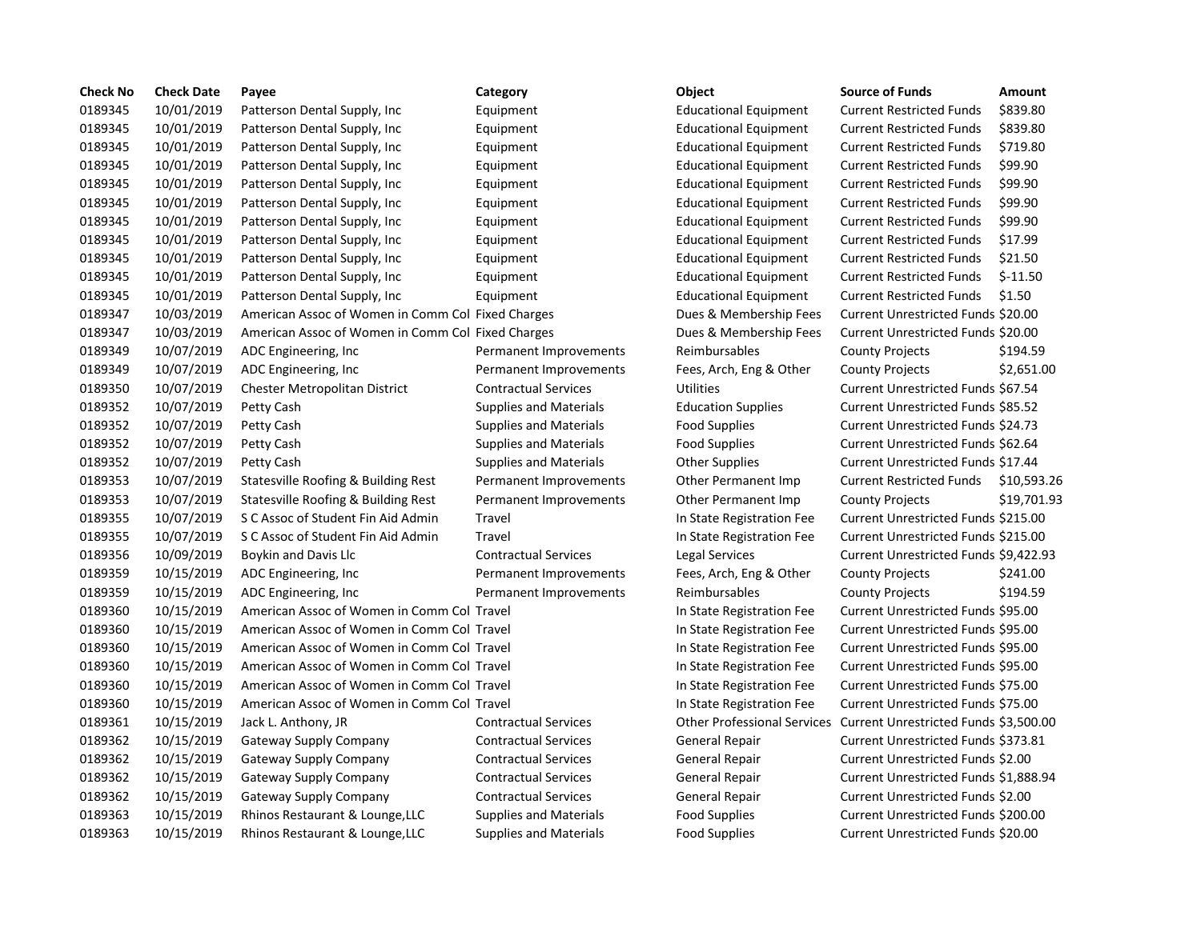| Check No | Check Date | Payee | Category | Object | Source of Funds | Amount |
|---|---|---|---|---|---|---|
| 0189345 | 10/01/2019 | Patterson Dental Supply, Inc | Equipment | Educational Equipment | Current Restricted Funds | $839.80 |
| 0189345 | 10/01/2019 | Patterson Dental Supply, Inc | Equipment | Educational Equipment | Current Restricted Funds | $839.80 |
| 0189345 | 10/01/2019 | Patterson Dental Supply, Inc | Equipment | Educational Equipment | Current Restricted Funds | $719.80 |
| 0189345 | 10/01/2019 | Patterson Dental Supply, Inc | Equipment | Educational Equipment | Current Restricted Funds | $99.90 |
| 0189345 | 10/01/2019 | Patterson Dental Supply, Inc | Equipment | Educational Equipment | Current Restricted Funds | $99.90 |
| 0189345 | 10/01/2019 | Patterson Dental Supply, Inc | Equipment | Educational Equipment | Current Restricted Funds | $99.90 |
| 0189345 | 10/01/2019 | Patterson Dental Supply, Inc | Equipment | Educational Equipment | Current Restricted Funds | $99.90 |
| 0189345 | 10/01/2019 | Patterson Dental Supply, Inc | Equipment | Educational Equipment | Current Restricted Funds | $17.99 |
| 0189345 | 10/01/2019 | Patterson Dental Supply, Inc | Equipment | Educational Equipment | Current Restricted Funds | $21.50 |
| 0189345 | 10/01/2019 | Patterson Dental Supply, Inc | Equipment | Educational Equipment | Current Restricted Funds | $-11.50 |
| 0189345 | 10/01/2019 | Patterson Dental Supply, Inc | Equipment | Educational Equipment | Current Restricted Funds | $1.50 |
| 0189347 | 10/03/2019 | American Assoc of Women in Comm Col | Fixed Charges | Dues & Membership Fees | Current Unrestricted Funds | $20.00 |
| 0189347 | 10/03/2019 | American Assoc of Women in Comm Col | Fixed Charges | Dues & Membership Fees | Current Unrestricted Funds | $20.00 |
| 0189349 | 10/07/2019 | ADC Engineering, Inc | Permanent Improvements | Reimbursables | County Projects | $194.59 |
| 0189349 | 10/07/2019 | ADC Engineering, Inc | Permanent Improvements | Fees, Arch, Eng & Other | County Projects | $2,651.00 |
| 0189350 | 10/07/2019 | Chester Metropolitan District | Contractual Services | Utilities | Current Unrestricted Funds | $67.54 |
| 0189352 | 10/07/2019 | Petty Cash | Supplies and Materials | Education Supplies | Current Unrestricted Funds | $85.52 |
| 0189352 | 10/07/2019 | Petty Cash | Supplies and Materials | Food Supplies | Current Unrestricted Funds | $24.73 |
| 0189352 | 10/07/2019 | Petty Cash | Supplies and Materials | Food Supplies | Current Unrestricted Funds | $62.64 |
| 0189352 | 10/07/2019 | Petty Cash | Supplies and Materials | Other Supplies | Current Unrestricted Funds | $17.44 |
| 0189353 | 10/07/2019 | Statesville Roofing & Building Rest | Permanent Improvements | Other Permanent Imp | Current Restricted Funds | $10,593.26 |
| 0189353 | 10/07/2019 | Statesville Roofing & Building Rest | Permanent Improvements | Other Permanent Imp | County Projects | $19,701.93 |
| 0189355 | 10/07/2019 | S C Assoc of Student Fin Aid Admin | Travel | In State Registration Fee | Current Unrestricted Funds | $215.00 |
| 0189355 | 10/07/2019 | S C Assoc of Student Fin Aid Admin | Travel | In State Registration Fee | Current Unrestricted Funds | $215.00 |
| 0189356 | 10/09/2019 | Boykin and Davis Llc | Contractual Services | Legal Services | Current Unrestricted Funds | $9,422.93 |
| 0189359 | 10/15/2019 | ADC Engineering, Inc | Permanent Improvements | Fees, Arch, Eng & Other | County Projects | $241.00 |
| 0189359 | 10/15/2019 | ADC Engineering, Inc | Permanent Improvements | Reimbursables | County Projects | $194.59 |
| 0189360 | 10/15/2019 | American Assoc of Women in Comm Col | Travel | In State Registration Fee | Current Unrestricted Funds | $95.00 |
| 0189360 | 10/15/2019 | American Assoc of Women in Comm Col | Travel | In State Registration Fee | Current Unrestricted Funds | $95.00 |
| 0189360 | 10/15/2019 | American Assoc of Women in Comm Col | Travel | In State Registration Fee | Current Unrestricted Funds | $95.00 |
| 0189360 | 10/15/2019 | American Assoc of Women in Comm Col | Travel | In State Registration Fee | Current Unrestricted Funds | $95.00 |
| 0189360 | 10/15/2019 | American Assoc of Women in Comm Col | Travel | In State Registration Fee | Current Unrestricted Funds | $75.00 |
| 0189360 | 10/15/2019 | American Assoc of Women in Comm Col | Travel | In State Registration Fee | Current Unrestricted Funds | $75.00 |
| 0189361 | 10/15/2019 | Jack L. Anthony, JR | Contractual Services | Other Professional Services | Current Unrestricted Funds | $3,500.00 |
| 0189362 | 10/15/2019 | Gateway Supply Company | Contractual Services | General Repair | Current Unrestricted Funds | $373.81 |
| 0189362 | 10/15/2019 | Gateway Supply Company | Contractual Services | General Repair | Current Unrestricted Funds | $2.00 |
| 0189362 | 10/15/2019 | Gateway Supply Company | Contractual Services | General Repair | Current Unrestricted Funds | $1,888.94 |
| 0189362 | 10/15/2019 | Gateway Supply Company | Contractual Services | General Repair | Current Unrestricted Funds | $2.00 |
| 0189363 | 10/15/2019 | Rhinos Restaurant & Lounge,LLC | Supplies and Materials | Food Supplies | Current Unrestricted Funds | $200.00 |
| 0189363 | 10/15/2019 | Rhinos Restaurant & Lounge,LLC | Supplies and Materials | Food Supplies | Current Unrestricted Funds | $20.00 |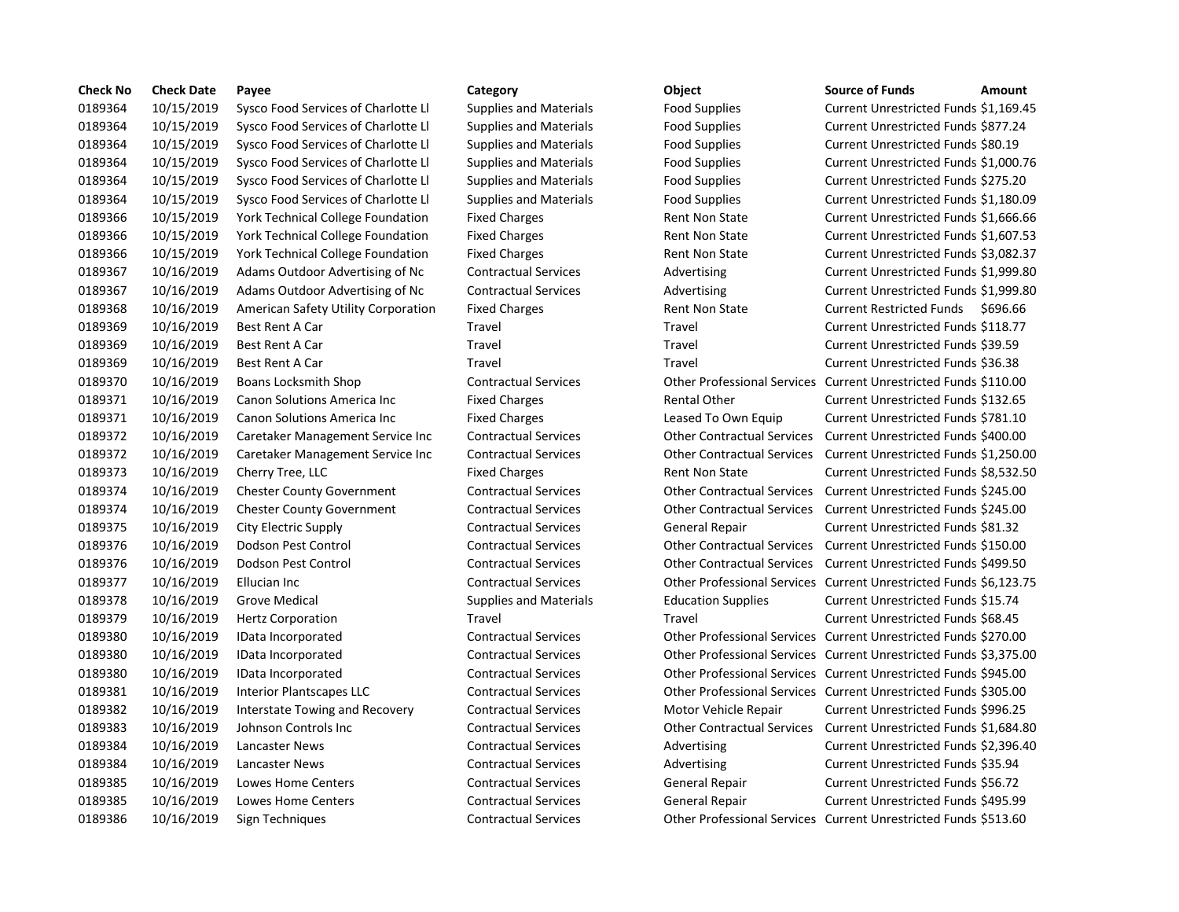| Check No | Check Date | Payee | Category | Object | Source of Funds | Amount |
|---|---|---|---|---|---|---|
| 0189364 | 10/15/2019 | Sysco Food Services of Charlotte Ll | Supplies and Materials | Food Supplies | Current Unrestricted Funds | $1,169.45 |
| 0189364 | 10/15/2019 | Sysco Food Services of Charlotte Ll | Supplies and Materials | Food Supplies | Current Unrestricted Funds | $877.24 |
| 0189364 | 10/15/2019 | Sysco Food Services of Charlotte Ll | Supplies and Materials | Food Supplies | Current Unrestricted Funds | $80.19 |
| 0189364 | 10/15/2019 | Sysco Food Services of Charlotte Ll | Supplies and Materials | Food Supplies | Current Unrestricted Funds | $1,000.76 |
| 0189364 | 10/15/2019 | Sysco Food Services of Charlotte Ll | Supplies and Materials | Food Supplies | Current Unrestricted Funds | $275.20 |
| 0189364 | 10/15/2019 | Sysco Food Services of Charlotte Ll | Supplies and Materials | Food Supplies | Current Unrestricted Funds | $1,180.09 |
| 0189366 | 10/15/2019 | York Technical College Foundation | Fixed Charges | Rent Non State | Current Unrestricted Funds | $1,666.66 |
| 0189366 | 10/15/2019 | York Technical College Foundation | Fixed Charges | Rent Non State | Current Unrestricted Funds | $1,607.53 |
| 0189366 | 10/15/2019 | York Technical College Foundation | Fixed Charges | Rent Non State | Current Unrestricted Funds | $3,082.37 |
| 0189367 | 10/16/2019 | Adams Outdoor Advertising of Nc | Contractual Services | Advertising | Current Unrestricted Funds | $1,999.80 |
| 0189367 | 10/16/2019 | Adams Outdoor Advertising of Nc | Contractual Services | Advertising | Current Unrestricted Funds | $1,999.80 |
| 0189368 | 10/16/2019 | American Safety Utility Corporation | Fixed Charges | Rent Non State | Current Restricted Funds | $696.66 |
| 0189369 | 10/16/2019 | Best Rent A Car | Travel | Travel | Current Unrestricted Funds | $118.77 |
| 0189369 | 10/16/2019 | Best Rent A Car | Travel | Travel | Current Unrestricted Funds | $39.59 |
| 0189369 | 10/16/2019 | Best Rent A Car | Travel | Travel | Current Unrestricted Funds | $36.38 |
| 0189370 | 10/16/2019 | Boans Locksmith Shop | Contractual Services | Other Professional Services | Current Unrestricted Funds | $110.00 |
| 0189371 | 10/16/2019 | Canon Solutions America Inc | Fixed Charges | Rental Other | Current Unrestricted Funds | $132.65 |
| 0189371 | 10/16/2019 | Canon Solutions America Inc | Fixed Charges | Leased To Own Equip | Current Unrestricted Funds | $781.10 |
| 0189372 | 10/16/2019 | Caretaker Management Service Inc | Contractual Services | Other Contractual Services | Current Unrestricted Funds | $400.00 |
| 0189372 | 10/16/2019 | Caretaker Management Service Inc | Contractual Services | Other Contractual Services | Current Unrestricted Funds | $1,250.00 |
| 0189373 | 10/16/2019 | Cherry Tree, LLC | Fixed Charges | Rent Non State | Current Unrestricted Funds | $8,532.50 |
| 0189374 | 10/16/2019 | Chester County Government | Contractual Services | Other Contractual Services | Current Unrestricted Funds | $245.00 |
| 0189374 | 10/16/2019 | Chester County Government | Contractual Services | Other Contractual Services | Current Unrestricted Funds | $245.00 |
| 0189375 | 10/16/2019 | City Electric Supply | Contractual Services | General Repair | Current Unrestricted Funds | $81.32 |
| 0189376 | 10/16/2019 | Dodson Pest Control | Contractual Services | Other Contractual Services | Current Unrestricted Funds | $150.00 |
| 0189376 | 10/16/2019 | Dodson Pest Control | Contractual Services | Other Contractual Services | Current Unrestricted Funds | $499.50 |
| 0189377 | 10/16/2019 | Ellucian Inc | Contractual Services | Other Professional Services | Current Unrestricted Funds | $6,123.75 |
| 0189378 | 10/16/2019 | Grove Medical | Supplies and Materials | Education Supplies | Current Unrestricted Funds | $15.74 |
| 0189379 | 10/16/2019 | Hertz Corporation | Travel | Travel | Current Unrestricted Funds | $68.45 |
| 0189380 | 10/16/2019 | IData Incorporated | Contractual Services | Other Professional Services | Current Unrestricted Funds | $270.00 |
| 0189380 | 10/16/2019 | IData Incorporated | Contractual Services | Other Professional Services | Current Unrestricted Funds | $3,375.00 |
| 0189380 | 10/16/2019 | IData Incorporated | Contractual Services | Other Professional Services | Current Unrestricted Funds | $945.00 |
| 0189381 | 10/16/2019 | Interior Plantscapes LLC | Contractual Services | Other Professional Services | Current Unrestricted Funds | $305.00 |
| 0189382 | 10/16/2019 | Interstate Towing and Recovery | Contractual Services | Motor Vehicle Repair | Current Unrestricted Funds | $996.25 |
| 0189383 | 10/16/2019 | Johnson Controls Inc | Contractual Services | Other Contractual Services | Current Unrestricted Funds | $1,684.80 |
| 0189384 | 10/16/2019 | Lancaster News | Contractual Services | Advertising | Current Unrestricted Funds | $2,396.40 |
| 0189384 | 10/16/2019 | Lancaster News | Contractual Services | Advertising | Current Unrestricted Funds | $35.94 |
| 0189385 | 10/16/2019 | Lowes Home Centers | Contractual Services | General Repair | Current Unrestricted Funds | $56.72 |
| 0189385 | 10/16/2019 | Lowes Home Centers | Contractual Services | General Repair | Current Unrestricted Funds | $495.99 |
| 0189386 | 10/16/2019 | Sign Techniques | Contractual Services | Other Professional Services | Current Unrestricted Funds | $513.60 |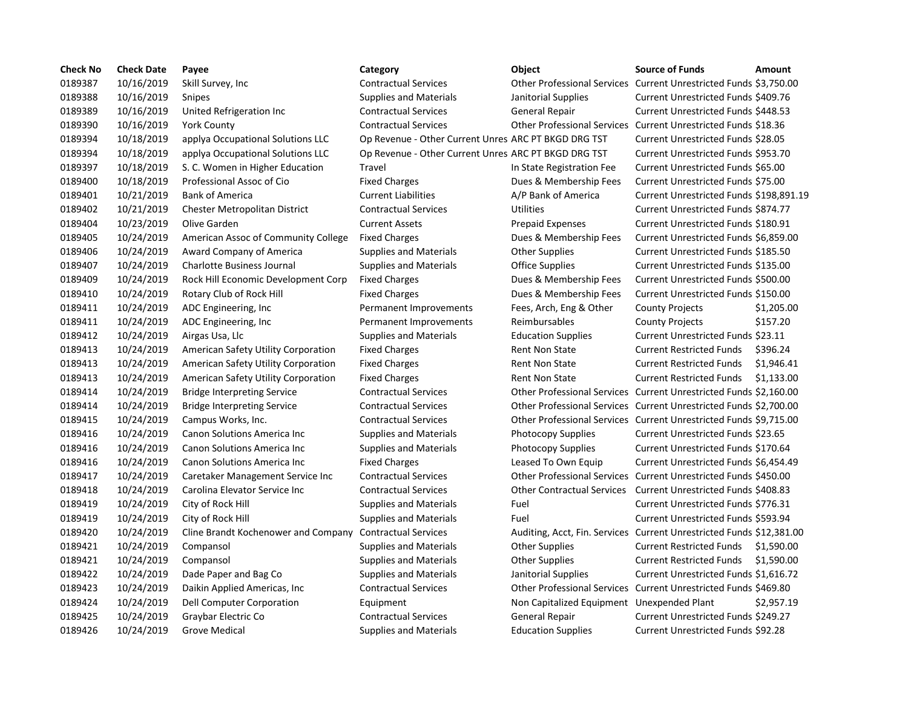| Check No | Check Date | Payee | Category | Object | Source of Funds | Amount |
|---|---|---|---|---|---|---|
| 0189387 | 10/16/2019 | Skill Survey, Inc | Contractual Services | Other Professional Services | Current Unrestricted Funds | $3,750.00 |
| 0189388 | 10/16/2019 | Snipes | Supplies and Materials | Janitorial Supplies | Current Unrestricted Funds | $409.76 |
| 0189389 | 10/16/2019 | United Refrigeration Inc | Contractual Services | General Repair | Current Unrestricted Funds | $448.53 |
| 0189390 | 10/16/2019 | York County | Contractual Services | Other Professional Services | Current Unrestricted Funds | $18.36 |
| 0189394 | 10/18/2019 | applya Occupational Solutions LLC | Op Revenue - Other Current Unres | ARC PT BKGD DRG TST | Current Unrestricted Funds | $28.05 |
| 0189394 | 10/18/2019 | applya Occupational Solutions LLC | Op Revenue - Other Current Unres | ARC PT BKGD DRG TST | Current Unrestricted Funds | $953.70 |
| 0189397 | 10/18/2019 | S. C. Women in Higher Education | Travel | In State Registration Fee | Current Unrestricted Funds | $65.00 |
| 0189400 | 10/18/2019 | Professional Assoc of Cio | Fixed Charges | Dues & Membership Fees | Current Unrestricted Funds | $75.00 |
| 0189401 | 10/21/2019 | Bank of America | Current Liabilities | A/P Bank of America | Current Unrestricted Funds | $198,891.19 |
| 0189402 | 10/21/2019 | Chester Metropolitan District | Contractual Services | Utilities | Current Unrestricted Funds | $874.77 |
| 0189404 | 10/23/2019 | Olive Garden | Current Assets | Prepaid Expenses | Current Unrestricted Funds | $180.91 |
| 0189405 | 10/24/2019 | American Assoc of Community College | Fixed Charges | Dues & Membership Fees | Current Unrestricted Funds | $6,859.00 |
| 0189406 | 10/24/2019 | Award Company of America | Supplies and Materials | Other Supplies | Current Unrestricted Funds | $185.50 |
| 0189407 | 10/24/2019 | Charlotte Business Journal | Supplies and Materials | Office Supplies | Current Unrestricted Funds | $135.00 |
| 0189409 | 10/24/2019 | Rock Hill Economic Development Corp | Fixed Charges | Dues & Membership Fees | Current Unrestricted Funds | $500.00 |
| 0189410 | 10/24/2019 | Rotary Club of Rock Hill | Fixed Charges | Dues & Membership Fees | Current Unrestricted Funds | $150.00 |
| 0189411 | 10/24/2019 | ADC Engineering, Inc | Permanent Improvements | Fees, Arch, Eng & Other | County Projects | $1,205.00 |
| 0189411 | 10/24/2019 | ADC Engineering, Inc | Permanent Improvements | Reimbursables | County Projects | $157.20 |
| 0189412 | 10/24/2019 | Airgas Usa, Llc | Supplies and Materials | Education Supplies | Current Unrestricted Funds | $23.11 |
| 0189413 | 10/24/2019 | American Safety Utility Corporation | Fixed Charges | Rent Non State | Current Restricted Funds | $396.24 |
| 0189413 | 10/24/2019 | American Safety Utility Corporation | Fixed Charges | Rent Non State | Current Restricted Funds | $1,946.41 |
| 0189413 | 10/24/2019 | American Safety Utility Corporation | Fixed Charges | Rent Non State | Current Restricted Funds | $1,133.00 |
| 0189414 | 10/24/2019 | Bridge Interpreting Service | Contractual Services | Other Professional Services | Current Unrestricted Funds | $2,160.00 |
| 0189414 | 10/24/2019 | Bridge Interpreting Service | Contractual Services | Other Professional Services | Current Unrestricted Funds | $2,700.00 |
| 0189415 | 10/24/2019 | Campus Works, Inc. | Contractual Services | Other Professional Services | Current Unrestricted Funds | $9,715.00 |
| 0189416 | 10/24/2019 | Canon Solutions America Inc | Supplies and Materials | Photocopy Supplies | Current Unrestricted Funds | $23.65 |
| 0189416 | 10/24/2019 | Canon Solutions America Inc | Supplies and Materials | Photocopy Supplies | Current Unrestricted Funds | $170.64 |
| 0189416 | 10/24/2019 | Canon Solutions America Inc | Fixed Charges | Leased To Own Equip | Current Unrestricted Funds | $6,454.49 |
| 0189417 | 10/24/2019 | Caretaker Management Service Inc | Contractual Services | Other Professional Services | Current Unrestricted Funds | $450.00 |
| 0189418 | 10/24/2019 | Carolina Elevator Service Inc | Contractual Services | Other Contractual Services | Current Unrestricted Funds | $408.83 |
| 0189419 | 10/24/2019 | City of Rock Hill | Supplies and Materials | Fuel | Current Unrestricted Funds | $776.31 |
| 0189419 | 10/24/2019 | City of Rock Hill | Supplies and Materials | Fuel | Current Unrestricted Funds | $593.94 |
| 0189420 | 10/24/2019 | Cline Brandt Kochenower and Company | Contractual Services | Auditing, Acct, Fin. Services | Current Unrestricted Funds | $12,381.00 |
| 0189421 | 10/24/2019 | Compansol | Supplies and Materials | Other Supplies | Current Restricted Funds | $1,590.00 |
| 0189421 | 10/24/2019 | Compansol | Supplies and Materials | Other Supplies | Current Restricted Funds | $1,590.00 |
| 0189422 | 10/24/2019 | Dade Paper and Bag Co | Supplies and Materials | Janitorial Supplies | Current Unrestricted Funds | $1,616.72 |
| 0189423 | 10/24/2019 | Daikin Applied Americas, Inc | Contractual Services | Other Professional Services | Current Unrestricted Funds | $469.80 |
| 0189424 | 10/24/2019 | Dell Computer Corporation | Equipment | Non Capitalized Equipment | Unexpended Plant | $2,957.19 |
| 0189425 | 10/24/2019 | Graybar Electric Co | Contractual Services | General Repair | Current Unrestricted Funds | $249.27 |
| 0189426 | 10/24/2019 | Grove Medical | Supplies and Materials | Education Supplies | Current Unrestricted Funds | $92.28 |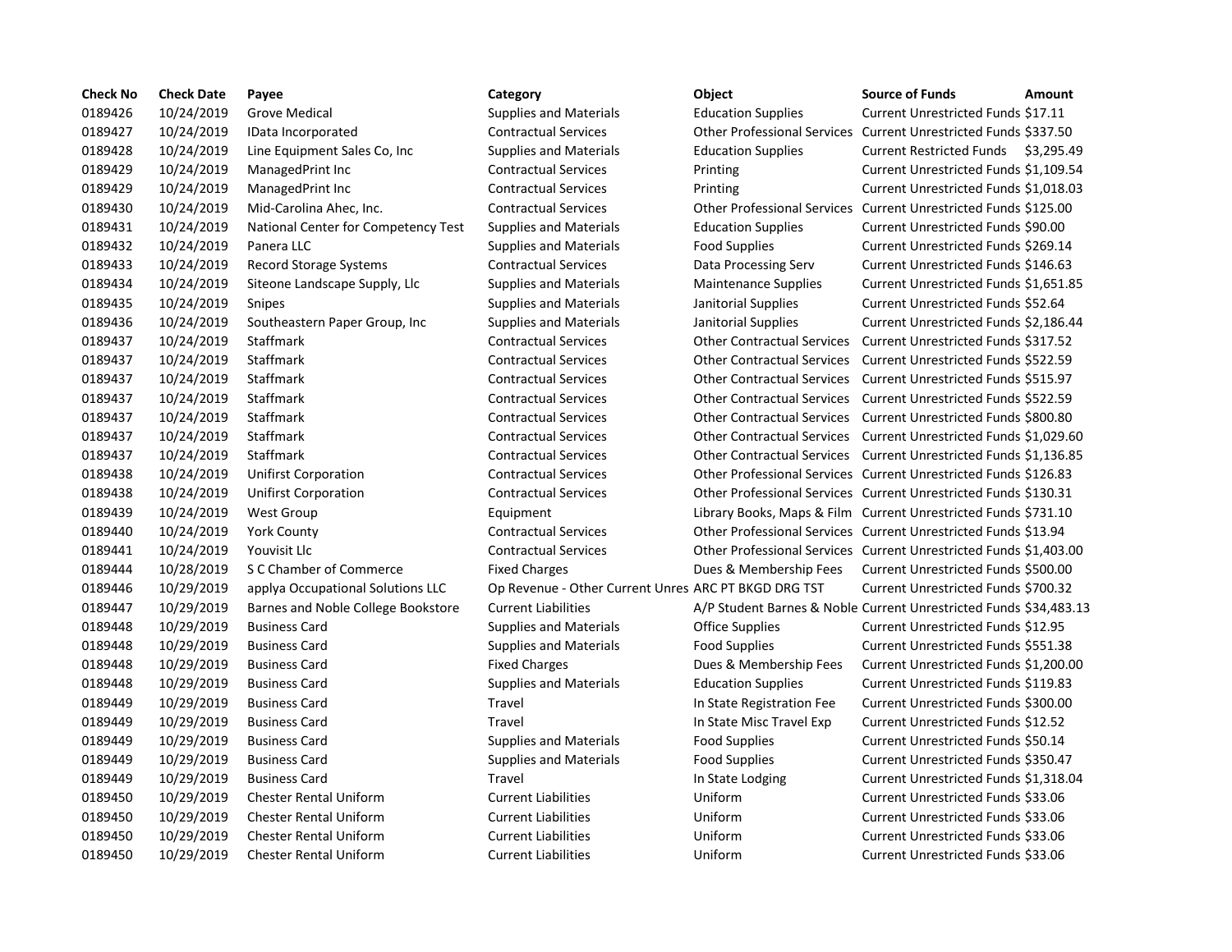| Check No | Check Date | Payee | Category | Object | Source of Funds | Amount |
|---|---|---|---|---|---|---|
| 0189426 | 10/24/2019 | Grove Medical | Supplies and Materials | Education Supplies | Current Unrestricted Funds | $17.11 |
| 0189427 | 10/24/2019 | IData Incorporated | Contractual Services | Other Professional Services | Current Unrestricted Funds | $337.50 |
| 0189428 | 10/24/2019 | Line Equipment Sales Co, Inc | Supplies and Materials | Education Supplies | Current Restricted Funds | $3,295.49 |
| 0189429 | 10/24/2019 | ManagedPrint Inc | Contractual Services | Printing | Current Unrestricted Funds | $1,109.54 |
| 0189429 | 10/24/2019 | ManagedPrint Inc | Contractual Services | Printing | Current Unrestricted Funds | $1,018.03 |
| 0189430 | 10/24/2019 | Mid-Carolina Ahec, Inc. | Contractual Services | Other Professional Services | Current Unrestricted Funds | $125.00 |
| 0189431 | 10/24/2019 | National Center for Competency Test | Supplies and Materials | Education Supplies | Current Unrestricted Funds | $90.00 |
| 0189432 | 10/24/2019 | Panera LLC | Supplies and Materials | Food Supplies | Current Unrestricted Funds | $269.14 |
| 0189433 | 10/24/2019 | Record Storage Systems | Contractual Services | Data Processing Serv | Current Unrestricted Funds | $146.63 |
| 0189434 | 10/24/2019 | Siteone Landscape Supply, Llc | Supplies and Materials | Maintenance Supplies | Current Unrestricted Funds | $1,651.85 |
| 0189435 | 10/24/2019 | Snipes | Supplies and Materials | Janitorial Supplies | Current Unrestricted Funds | $52.64 |
| 0189436 | 10/24/2019 | Southeastern Paper Group, Inc | Supplies and Materials | Janitorial Supplies | Current Unrestricted Funds | $2,186.44 |
| 0189437 | 10/24/2019 | Staffmark | Contractual Services | Other Contractual Services | Current Unrestricted Funds | $317.52 |
| 0189437 | 10/24/2019 | Staffmark | Contractual Services | Other Contractual Services | Current Unrestricted Funds | $522.59 |
| 0189437 | 10/24/2019 | Staffmark | Contractual Services | Other Contractual Services | Current Unrestricted Funds | $515.97 |
| 0189437 | 10/24/2019 | Staffmark | Contractual Services | Other Contractual Services | Current Unrestricted Funds | $522.59 |
| 0189437 | 10/24/2019 | Staffmark | Contractual Services | Other Contractual Services | Current Unrestricted Funds | $800.80 |
| 0189437 | 10/24/2019 | Staffmark | Contractual Services | Other Contractual Services | Current Unrestricted Funds | $1,029.60 |
| 0189437 | 10/24/2019 | Staffmark | Contractual Services | Other Contractual Services | Current Unrestricted Funds | $1,136.85 |
| 0189438 | 10/24/2019 | Unifirst Corporation | Contractual Services | Other Professional Services | Current Unrestricted Funds | $126.83 |
| 0189438 | 10/24/2019 | Unifirst Corporation | Contractual Services | Other Professional Services | Current Unrestricted Funds | $130.31 |
| 0189439 | 10/24/2019 | West Group | Equipment | Library Books, Maps & Film | Current Unrestricted Funds | $731.10 |
| 0189440 | 10/24/2019 | York County | Contractual Services | Other Professional Services | Current Unrestricted Funds | $13.94 |
| 0189441 | 10/24/2019 | Youvisit Llc | Contractual Services | Other Professional Services | Current Unrestricted Funds | $1,403.00 |
| 0189444 | 10/28/2019 | S C Chamber of Commerce | Fixed Charges | Dues & Membership Fees | Current Unrestricted Funds | $500.00 |
| 0189446 | 10/29/2019 | applya Occupational Solutions LLC | Op Revenue - Other Current Unres | ARC PT BKGD DRG TST | Current Unrestricted Funds | $700.32 |
| 0189447 | 10/29/2019 | Barnes and Noble College Bookstore | Current Liabilities | A/P Student Barnes & Noble | Current Unrestricted Funds | $34,483.13 |
| 0189448 | 10/29/2019 | Business Card | Supplies and Materials | Office Supplies | Current Unrestricted Funds | $12.95 |
| 0189448 | 10/29/2019 | Business Card | Supplies and Materials | Food Supplies | Current Unrestricted Funds | $551.38 |
| 0189448 | 10/29/2019 | Business Card | Fixed Charges | Dues & Membership Fees | Current Unrestricted Funds | $1,200.00 |
| 0189448 | 10/29/2019 | Business Card | Supplies and Materials | Education Supplies | Current Unrestricted Funds | $119.83 |
| 0189449 | 10/29/2019 | Business Card | Travel | In State Registration Fee | Current Unrestricted Funds | $300.00 |
| 0189449 | 10/29/2019 | Business Card | Travel | In State Misc Travel Exp | Current Unrestricted Funds | $12.52 |
| 0189449 | 10/29/2019 | Business Card | Supplies and Materials | Food Supplies | Current Unrestricted Funds | $50.14 |
| 0189449 | 10/29/2019 | Business Card | Supplies and Materials | Food Supplies | Current Unrestricted Funds | $350.47 |
| 0189449 | 10/29/2019 | Business Card | Travel | In State Lodging | Current Unrestricted Funds | $1,318.04 |
| 0189450 | 10/29/2019 | Chester Rental Uniform | Current Liabilities | Uniform | Current Unrestricted Funds | $33.06 |
| 0189450 | 10/29/2019 | Chester Rental Uniform | Current Liabilities | Uniform | Current Unrestricted Funds | $33.06 |
| 0189450 | 10/29/2019 | Chester Rental Uniform | Current Liabilities | Uniform | Current Unrestricted Funds | $33.06 |
| 0189450 | 10/29/2019 | Chester Rental Uniform | Current Liabilities | Uniform | Current Unrestricted Funds | $33.06 |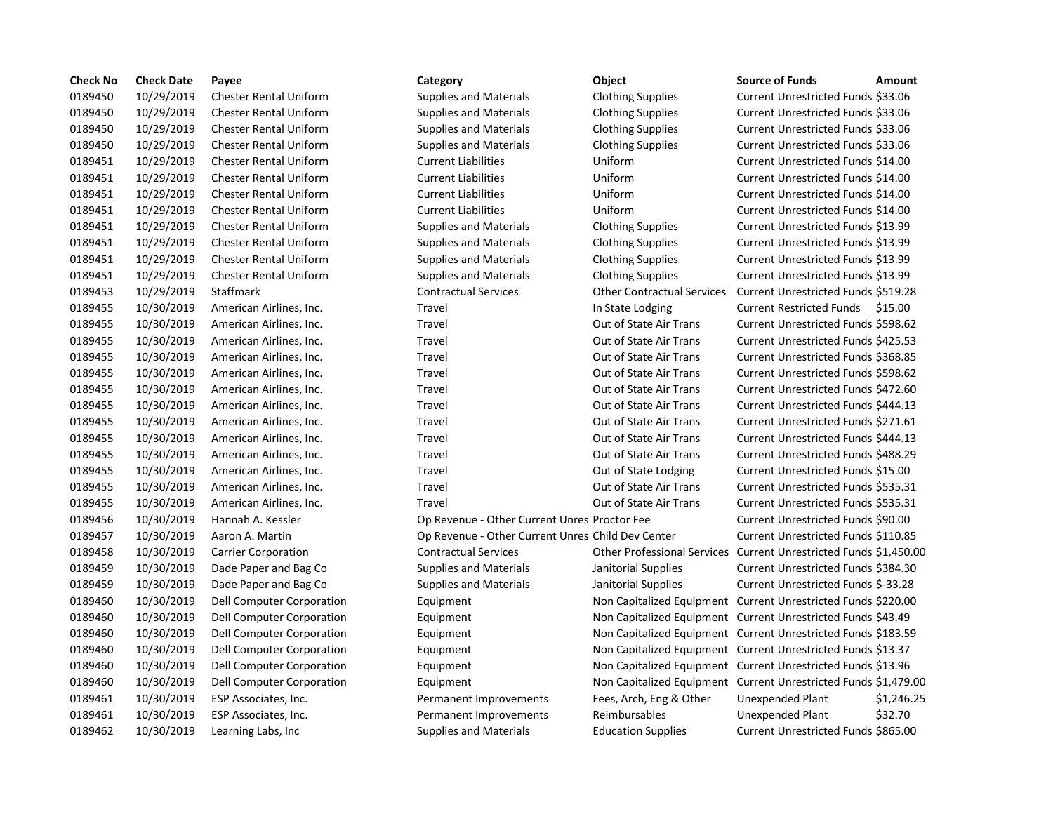| Check No | Check Date | Payee | Category | Object | Source of Funds | Amount |
|---|---|---|---|---|---|---|
| 0189450 | 10/29/2019 | Chester Rental Uniform | Supplies and Materials | Clothing Supplies | Current Unrestricted Funds | $33.06 |
| 0189450 | 10/29/2019 | Chester Rental Uniform | Supplies and Materials | Clothing Supplies | Current Unrestricted Funds | $33.06 |
| 0189450 | 10/29/2019 | Chester Rental Uniform | Supplies and Materials | Clothing Supplies | Current Unrestricted Funds | $33.06 |
| 0189450 | 10/29/2019 | Chester Rental Uniform | Supplies and Materials | Clothing Supplies | Current Unrestricted Funds | $33.06 |
| 0189451 | 10/29/2019 | Chester Rental Uniform | Current Liabilities | Uniform | Current Unrestricted Funds | $14.00 |
| 0189451 | 10/29/2019 | Chester Rental Uniform | Current Liabilities | Uniform | Current Unrestricted Funds | $14.00 |
| 0189451 | 10/29/2019 | Chester Rental Uniform | Current Liabilities | Uniform | Current Unrestricted Funds | $14.00 |
| 0189451 | 10/29/2019 | Chester Rental Uniform | Current Liabilities | Uniform | Current Unrestricted Funds | $14.00 |
| 0189451 | 10/29/2019 | Chester Rental Uniform | Supplies and Materials | Clothing Supplies | Current Unrestricted Funds | $13.99 |
| 0189451 | 10/29/2019 | Chester Rental Uniform | Supplies and Materials | Clothing Supplies | Current Unrestricted Funds | $13.99 |
| 0189451 | 10/29/2019 | Chester Rental Uniform | Supplies and Materials | Clothing Supplies | Current Unrestricted Funds | $13.99 |
| 0189451 | 10/29/2019 | Chester Rental Uniform | Supplies and Materials | Clothing Supplies | Current Unrestricted Funds | $13.99 |
| 0189453 | 10/29/2019 | Staffmark | Contractual Services | Other Contractual Services | Current Unrestricted Funds | $519.28 |
| 0189455 | 10/30/2019 | American Airlines, Inc. | Travel | In State Lodging | Current Restricted Funds | $15.00 |
| 0189455 | 10/30/2019 | American Airlines, Inc. | Travel | Out of State Air Trans | Current Unrestricted Funds | $598.62 |
| 0189455 | 10/30/2019 | American Airlines, Inc. | Travel | Out of State Air Trans | Current Unrestricted Funds | $425.53 |
| 0189455 | 10/30/2019 | American Airlines, Inc. | Travel | Out of State Air Trans | Current Unrestricted Funds | $368.85 |
| 0189455 | 10/30/2019 | American Airlines, Inc. | Travel | Out of State Air Trans | Current Unrestricted Funds | $598.62 |
| 0189455 | 10/30/2019 | American Airlines, Inc. | Travel | Out of State Air Trans | Current Unrestricted Funds | $472.60 |
| 0189455 | 10/30/2019 | American Airlines, Inc. | Travel | Out of State Air Trans | Current Unrestricted Funds | $444.13 |
| 0189455 | 10/30/2019 | American Airlines, Inc. | Travel | Out of State Air Trans | Current Unrestricted Funds | $271.61 |
| 0189455 | 10/30/2019 | American Airlines, Inc. | Travel | Out of State Air Trans | Current Unrestricted Funds | $444.13 |
| 0189455 | 10/30/2019 | American Airlines, Inc. | Travel | Out of State Air Trans | Current Unrestricted Funds | $488.29 |
| 0189455 | 10/30/2019 | American Airlines, Inc. | Travel | Out of State Lodging | Current Unrestricted Funds | $15.00 |
| 0189455 | 10/30/2019 | American Airlines, Inc. | Travel | Out of State Air Trans | Current Unrestricted Funds | $535.31 |
| 0189455 | 10/30/2019 | American Airlines, Inc. | Travel | Out of State Air Trans | Current Unrestricted Funds | $535.31 |
| 0189456 | 10/30/2019 | Hannah A. Kessler | Op Revenue - Other Current Unres | Proctor Fee | Current Unrestricted Funds | $90.00 |
| 0189457 | 10/30/2019 | Aaron A. Martin | Op Revenue - Other Current Unres | Child Dev Center | Current Unrestricted Funds | $110.85 |
| 0189458 | 10/30/2019 | Carrier Corporation | Contractual Services | Other Professional Services | Current Unrestricted Funds | $1,450.00 |
| 0189459 | 10/30/2019 | Dade Paper and Bag Co | Supplies and Materials | Janitorial Supplies | Current Unrestricted Funds | $384.30 |
| 0189459 | 10/30/2019 | Dade Paper and Bag Co | Supplies and Materials | Janitorial Supplies | Current Unrestricted Funds | $-33.28 |
| 0189460 | 10/30/2019 | Dell Computer Corporation | Equipment | Non Capitalized Equipment | Current Unrestricted Funds | $220.00 |
| 0189460 | 10/30/2019 | Dell Computer Corporation | Equipment | Non Capitalized Equipment | Current Unrestricted Funds | $43.49 |
| 0189460 | 10/30/2019 | Dell Computer Corporation | Equipment | Non Capitalized Equipment | Current Unrestricted Funds | $183.59 |
| 0189460 | 10/30/2019 | Dell Computer Corporation | Equipment | Non Capitalized Equipment | Current Unrestricted Funds | $13.37 |
| 0189460 | 10/30/2019 | Dell Computer Corporation | Equipment | Non Capitalized Equipment | Current Unrestricted Funds | $13.96 |
| 0189460 | 10/30/2019 | Dell Computer Corporation | Equipment | Non Capitalized Equipment | Current Unrestricted Funds | $1,479.00 |
| 0189461 | 10/30/2019 | ESP Associates, Inc. | Permanent Improvements | Fees, Arch, Eng & Other | Unexpended Plant | $1,246.25 |
| 0189461 | 10/30/2019 | ESP Associates, Inc. | Permanent Improvements | Reimbursables | Unexpended Plant | $32.70 |
| 0189462 | 10/30/2019 | Learning Labs, Inc | Supplies and Materials | Education Supplies | Current Unrestricted Funds | $865.00 |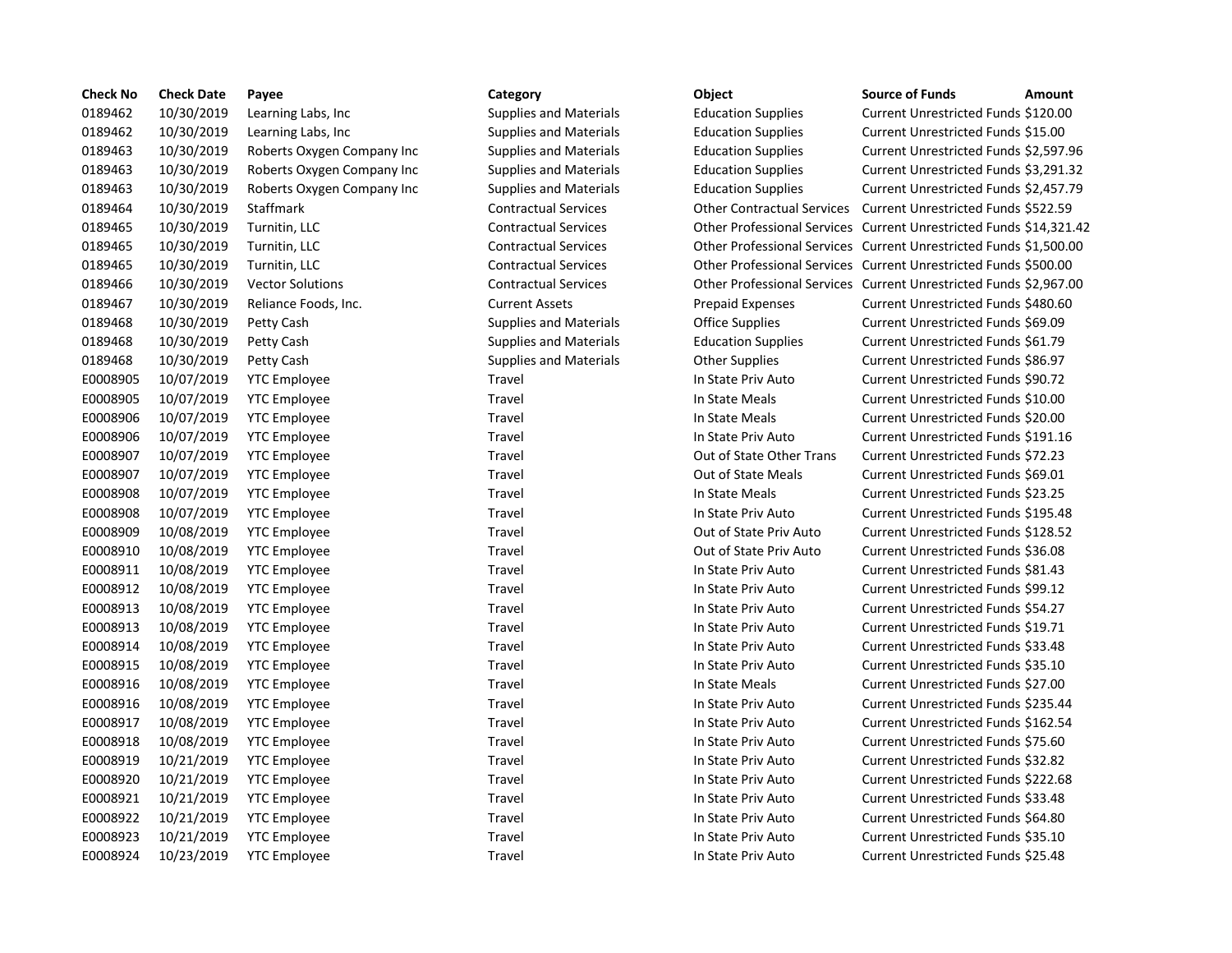| Check No | Check Date | Payee | Category | Object | Source of Funds | Amount |
|---|---|---|---|---|---|---|
| 0189462 | 10/30/2019 | Learning Labs, Inc | Supplies and Materials | Education Supplies | Current Unrestricted Funds | $120.00 |
| 0189462 | 10/30/2019 | Learning Labs, Inc | Supplies and Materials | Education Supplies | Current Unrestricted Funds | $15.00 |
| 0189463 | 10/30/2019 | Roberts Oxygen Company Inc | Supplies and Materials | Education Supplies | Current Unrestricted Funds | $2,597.96 |
| 0189463 | 10/30/2019 | Roberts Oxygen Company Inc | Supplies and Materials | Education Supplies | Current Unrestricted Funds | $3,291.32 |
| 0189463 | 10/30/2019 | Roberts Oxygen Company Inc | Supplies and Materials | Education Supplies | Current Unrestricted Funds | $2,457.79 |
| 0189464 | 10/30/2019 | Staffmark | Contractual Services | Other Contractual Services | Current Unrestricted Funds | $522.59 |
| 0189465 | 10/30/2019 | Turnitin, LLC | Contractual Services | Other Professional Services | Current Unrestricted Funds | $14,321.42 |
| 0189465 | 10/30/2019 | Turnitin, LLC | Contractual Services | Other Professional Services | Current Unrestricted Funds | $1,500.00 |
| 0189465 | 10/30/2019 | Turnitin, LLC | Contractual Services | Other Professional Services | Current Unrestricted Funds | $500.00 |
| 0189466 | 10/30/2019 | Vector Solutions | Contractual Services | Other Professional Services | Current Unrestricted Funds | $2,967.00 |
| 0189467 | 10/30/2019 | Reliance Foods, Inc. | Current Assets | Prepaid Expenses | Current Unrestricted Funds | $480.60 |
| 0189468 | 10/30/2019 | Petty Cash | Supplies and Materials | Office Supplies | Current Unrestricted Funds | $69.09 |
| 0189468 | 10/30/2019 | Petty Cash | Supplies and Materials | Education Supplies | Current Unrestricted Funds | $61.79 |
| 0189468 | 10/30/2019 | Petty Cash | Supplies and Materials | Other Supplies | Current Unrestricted Funds | $86.97 |
| E0008905 | 10/07/2019 | YTC Employee | Travel | In State Priv Auto | Current Unrestricted Funds | $90.72 |
| E0008905 | 10/07/2019 | YTC Employee | Travel | In State Meals | Current Unrestricted Funds | $10.00 |
| E0008906 | 10/07/2019 | YTC Employee | Travel | In State Meals | Current Unrestricted Funds | $20.00 |
| E0008906 | 10/07/2019 | YTC Employee | Travel | In State Priv Auto | Current Unrestricted Funds | $191.16 |
| E0008907 | 10/07/2019 | YTC Employee | Travel | Out of State Other Trans | Current Unrestricted Funds | $72.23 |
| E0008907 | 10/07/2019 | YTC Employee | Travel | Out of State Meals | Current Unrestricted Funds | $69.01 |
| E0008908 | 10/07/2019 | YTC Employee | Travel | In State Meals | Current Unrestricted Funds | $23.25 |
| E0008908 | 10/07/2019 | YTC Employee | Travel | In State Priv Auto | Current Unrestricted Funds | $195.48 |
| E0008909 | 10/08/2019 | YTC Employee | Travel | Out of State Priv Auto | Current Unrestricted Funds | $128.52 |
| E0008910 | 10/08/2019 | YTC Employee | Travel | Out of State Priv Auto | Current Unrestricted Funds | $36.08 |
| E0008911 | 10/08/2019 | YTC Employee | Travel | In State Priv Auto | Current Unrestricted Funds | $81.43 |
| E0008912 | 10/08/2019 | YTC Employee | Travel | In State Priv Auto | Current Unrestricted Funds | $99.12 |
| E0008913 | 10/08/2019 | YTC Employee | Travel | In State Priv Auto | Current Unrestricted Funds | $54.27 |
| E0008913 | 10/08/2019 | YTC Employee | Travel | In State Priv Auto | Current Unrestricted Funds | $19.71 |
| E0008914 | 10/08/2019 | YTC Employee | Travel | In State Priv Auto | Current Unrestricted Funds | $33.48 |
| E0008915 | 10/08/2019 | YTC Employee | Travel | In State Priv Auto | Current Unrestricted Funds | $35.10 |
| E0008916 | 10/08/2019 | YTC Employee | Travel | In State Meals | Current Unrestricted Funds | $27.00 |
| E0008916 | 10/08/2019 | YTC Employee | Travel | In State Priv Auto | Current Unrestricted Funds | $235.44 |
| E0008917 | 10/08/2019 | YTC Employee | Travel | In State Priv Auto | Current Unrestricted Funds | $162.54 |
| E0008918 | 10/08/2019 | YTC Employee | Travel | In State Priv Auto | Current Unrestricted Funds | $75.60 |
| E0008919 | 10/21/2019 | YTC Employee | Travel | In State Priv Auto | Current Unrestricted Funds | $32.82 |
| E0008920 | 10/21/2019 | YTC Employee | Travel | In State Priv Auto | Current Unrestricted Funds | $222.68 |
| E0008921 | 10/21/2019 | YTC Employee | Travel | In State Priv Auto | Current Unrestricted Funds | $33.48 |
| E0008922 | 10/21/2019 | YTC Employee | Travel | In State Priv Auto | Current Unrestricted Funds | $64.80 |
| E0008923 | 10/21/2019 | YTC Employee | Travel | In State Priv Auto | Current Unrestricted Funds | $35.10 |
| E0008924 | 10/23/2019 | YTC Employee | Travel | In State Priv Auto | Current Unrestricted Funds | $25.48 |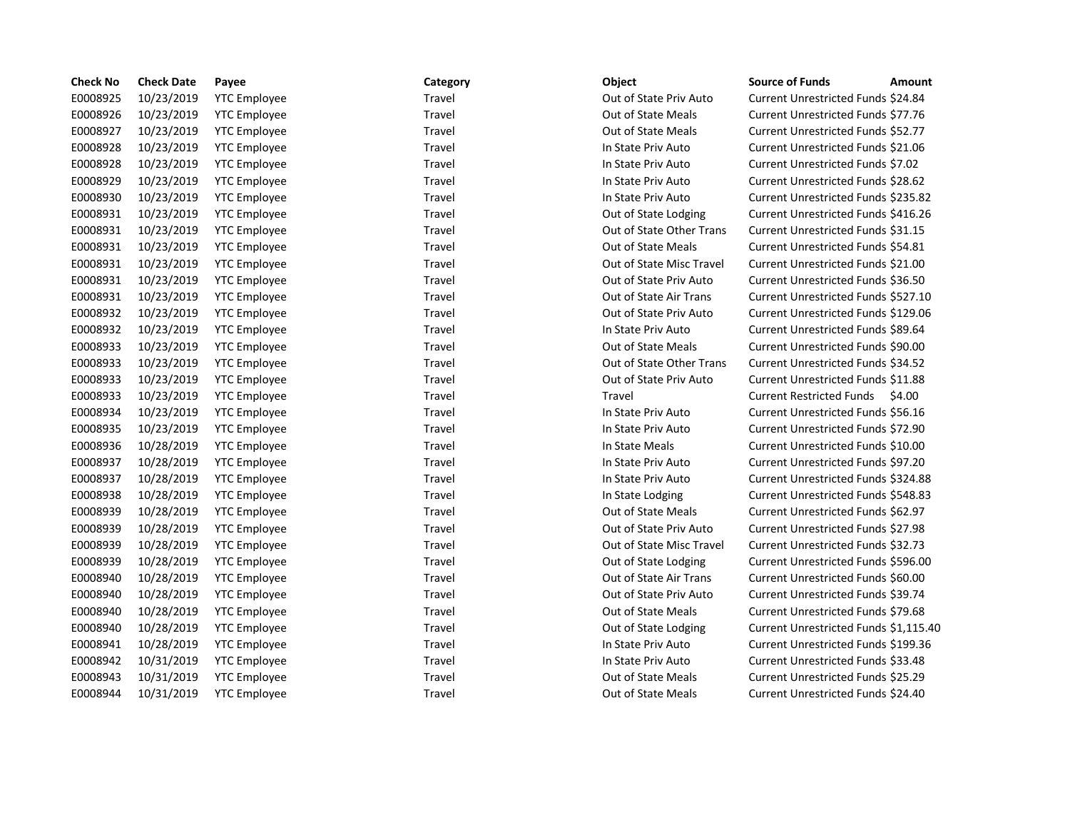| Check No | Check Date | Payee | Category | Object | Source of Funds | Amount |
|---|---|---|---|---|---|---|
| E0008925 | 10/23/2019 | YTC Employee | Travel | Out of State Priv Auto | Current Unrestricted Funds | $24.84 |
| E0008926 | 10/23/2019 | YTC Employee | Travel | Out of State Meals | Current Unrestricted Funds | $77.76 |
| E0008927 | 10/23/2019 | YTC Employee | Travel | Out of State Meals | Current Unrestricted Funds | $52.77 |
| E0008928 | 10/23/2019 | YTC Employee | Travel | In State Priv Auto | Current Unrestricted Funds | $21.06 |
| E0008928 | 10/23/2019 | YTC Employee | Travel | In State Priv Auto | Current Unrestricted Funds | $7.02 |
| E0008929 | 10/23/2019 | YTC Employee | Travel | In State Priv Auto | Current Unrestricted Funds | $28.62 |
| E0008930 | 10/23/2019 | YTC Employee | Travel | In State Priv Auto | Current Unrestricted Funds | $235.82 |
| E0008931 | 10/23/2019 | YTC Employee | Travel | Out of State Lodging | Current Unrestricted Funds | $416.26 |
| E0008931 | 10/23/2019 | YTC Employee | Travel | Out of State Other Trans | Current Unrestricted Funds | $31.15 |
| E0008931 | 10/23/2019 | YTC Employee | Travel | Out of State Meals | Current Unrestricted Funds | $54.81 |
| E0008931 | 10/23/2019 | YTC Employee | Travel | Out of State Misc Travel | Current Unrestricted Funds | $21.00 |
| E0008931 | 10/23/2019 | YTC Employee | Travel | Out of State Priv Auto | Current Unrestricted Funds | $36.50 |
| E0008931 | 10/23/2019 | YTC Employee | Travel | Out of State Air Trans | Current Unrestricted Funds | $527.10 |
| E0008932 | 10/23/2019 | YTC Employee | Travel | Out of State Priv Auto | Current Unrestricted Funds | $129.06 |
| E0008932 | 10/23/2019 | YTC Employee | Travel | In State Priv Auto | Current Unrestricted Funds | $89.64 |
| E0008933 | 10/23/2019 | YTC Employee | Travel | Out of State Meals | Current Unrestricted Funds | $90.00 |
| E0008933 | 10/23/2019 | YTC Employee | Travel | Out of State Other Trans | Current Unrestricted Funds | $34.52 |
| E0008933 | 10/23/2019 | YTC Employee | Travel | Out of State Priv Auto | Current Unrestricted Funds | $11.88 |
| E0008933 | 10/23/2019 | YTC Employee | Travel | Travel | Current Restricted Funds | $4.00 |
| E0008934 | 10/23/2019 | YTC Employee | Travel | In State Priv Auto | Current Unrestricted Funds | $56.16 |
| E0008935 | 10/23/2019 | YTC Employee | Travel | In State Priv Auto | Current Unrestricted Funds | $72.90 |
| E0008936 | 10/28/2019 | YTC Employee | Travel | In State Meals | Current Unrestricted Funds | $10.00 |
| E0008937 | 10/28/2019 | YTC Employee | Travel | In State Priv Auto | Current Unrestricted Funds | $97.20 |
| E0008937 | 10/28/2019 | YTC Employee | Travel | In State Priv Auto | Current Unrestricted Funds | $324.88 |
| E0008938 | 10/28/2019 | YTC Employee | Travel | In State Lodging | Current Unrestricted Funds | $548.83 |
| E0008939 | 10/28/2019 | YTC Employee | Travel | Out of State Meals | Current Unrestricted Funds | $62.97 |
| E0008939 | 10/28/2019 | YTC Employee | Travel | Out of State Priv Auto | Current Unrestricted Funds | $27.98 |
| E0008939 | 10/28/2019 | YTC Employee | Travel | Out of State Misc Travel | Current Unrestricted Funds | $32.73 |
| E0008939 | 10/28/2019 | YTC Employee | Travel | Out of State Lodging | Current Unrestricted Funds | $596.00 |
| E0008940 | 10/28/2019 | YTC Employee | Travel | Out of State Air Trans | Current Unrestricted Funds | $60.00 |
| E0008940 | 10/28/2019 | YTC Employee | Travel | Out of State Priv Auto | Current Unrestricted Funds | $39.74 |
| E0008940 | 10/28/2019 | YTC Employee | Travel | Out of State Meals | Current Unrestricted Funds | $79.68 |
| E0008940 | 10/28/2019 | YTC Employee | Travel | Out of State Lodging | Current Unrestricted Funds | $1,115.40 |
| E0008941 | 10/28/2019 | YTC Employee | Travel | In State Priv Auto | Current Unrestricted Funds | $199.36 |
| E0008942 | 10/31/2019 | YTC Employee | Travel | In State Priv Auto | Current Unrestricted Funds | $33.48 |
| E0008943 | 10/31/2019 | YTC Employee | Travel | Out of State Meals | Current Unrestricted Funds | $25.29 |
| E0008944 | 10/31/2019 | YTC Employee | Travel | Out of State Meals | Current Unrestricted Funds | $24.40 |